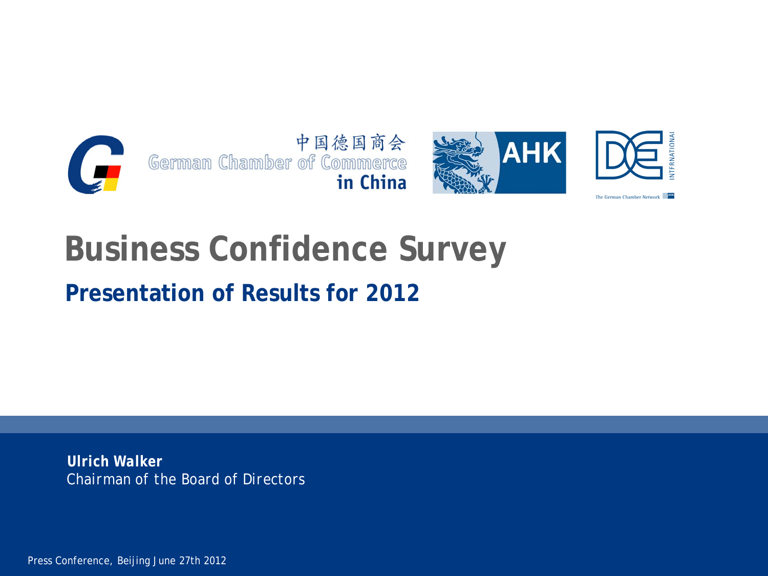中国德国商会
German Chamber of Commerce
**in China**

AHK

DE INTERNATIONAL
The German Chamber Network AHK

# Business Confidence Survey

## Presentation of Results for 2012

**Ulrich Walker**
Chairman of the Board of Directors

Press Conference, Beijing June 27th 2012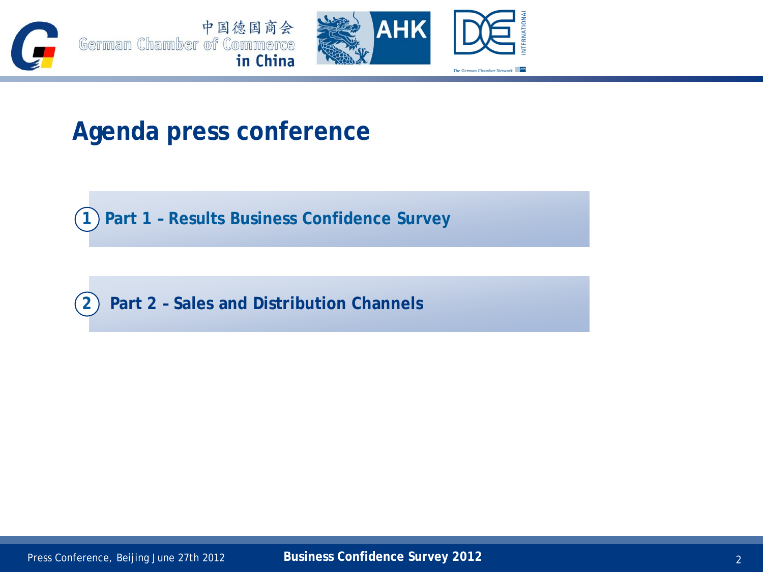# Agenda press conference

1. Part 1 – Results Business Confidence Survey

2. Part 2 – Sales and Distribution Channels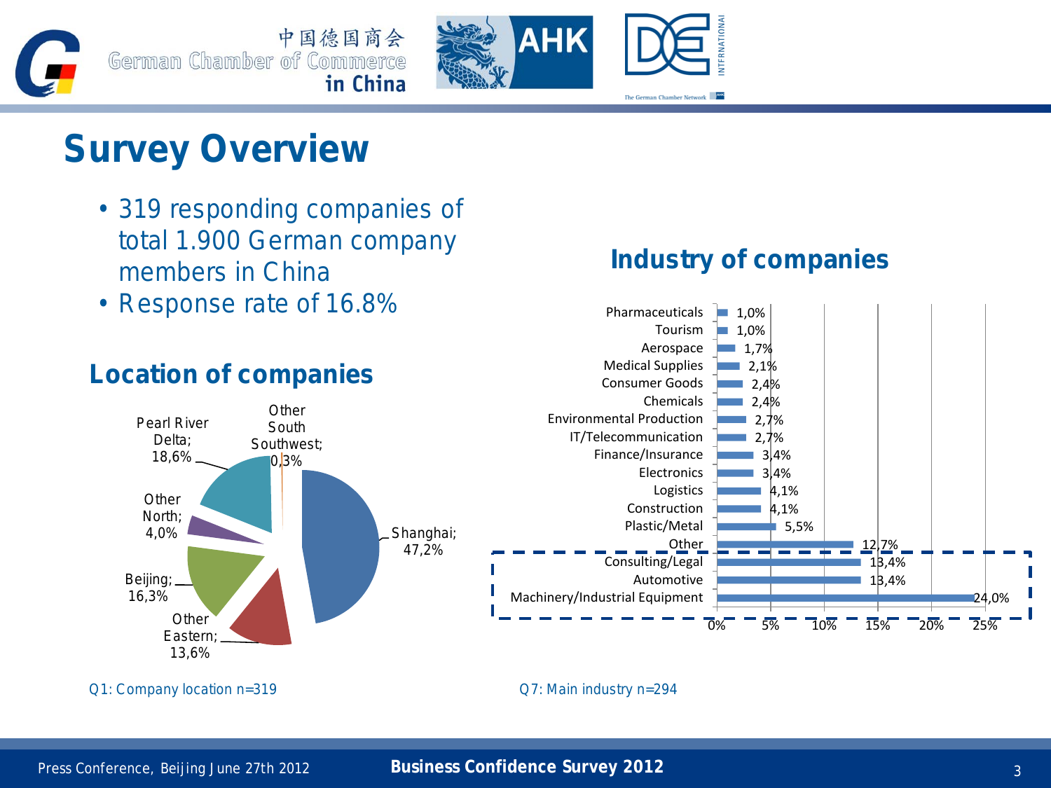# Survey Overview

- 319 responding companies of total 1.900 German company members in China
- Response rate of 16.8%

## Location of companies

| Location | Share |
|---|---|
| Shanghai | 47,2% |
| Pearl River Delta | 18,6% |
| Beijing | 16,3% |
| Other Eastern | 13,6% |
| Other North | 4,0% |
| Other South Southwest | 0,3% |

Q1: Company location n=319

## Industry of companies

| Industry | Share |
|---|---|
| Pharmaceuticals | 1,0% |
| Tourism | 1,0% |
| Aerospace | 1,7% |
| Medical Supplies | 2,1% |
| Consumer Goods | 2,4% |
| Chemicals | 2,4% |
| Environmental Production | 2,7% |
| IT/Telecommunication | 2,7% |
| Finance/Insurance | 3,4% |
| Electronics | 3,4% |
| Logistics | 4,1% |
| Construction | 4,1% |
| Plastic/Metal | 5,5% |
| Other | 12,7% |
| Consulting/Legal | 13,4% |
| Automotive | 13,4% |
| Machinery/Industrial Equipment | 24,0% |

Q7: Main industry n=294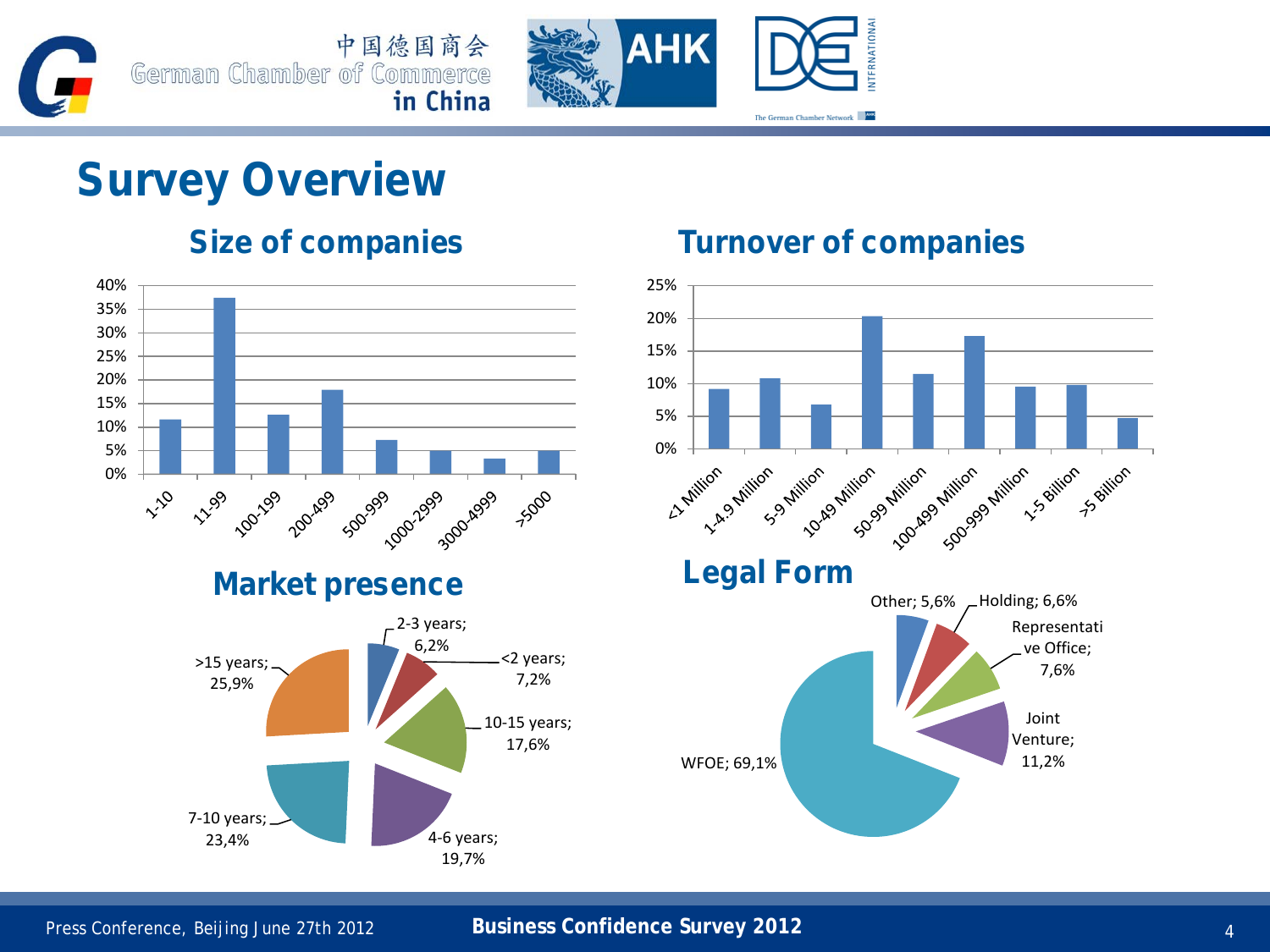# Survey Overview

## Size of companies

| Size | Share |
|---|---|
| 1-10 | ~11.5% |
| 11-99 | ~37.5% |
| 100-199 | ~12.5% |
| 200-499 | ~18% |
| 500-999 | ~7% |
| 1000-2999 | ~5% |
| 3000-4999 | ~3% |
| >5000 | ~5% |

## Turnover of companies

| Turnover | Share |
|---|---|
| <1 Million | ~9% |
| 1-4.9 Million | ~11% |
| 5-9 Million | ~7% |
| 10-49 Million | ~20% |
| 50-99 Million | ~11.5% |
| 100-499 Million | ~17% |
| 500-999 Million | ~9.5% |
| 1-5 Billion | ~10% |
| >5 Billion | ~4.5% |

## Market presence

- <2 years; 7,2%
- 2-3 years; 6,2%
- 4-6 years; 19,7%
- 7-10 years; 23,4%
- 10-15 years; 17,6%
- >15 years; 25,9%

## Legal Form

- WFOE; 69,1%
- Joint Venture; 11,2%
- Representative Office; 7,6%
- Holding; 6,6%
- Other; 5,6%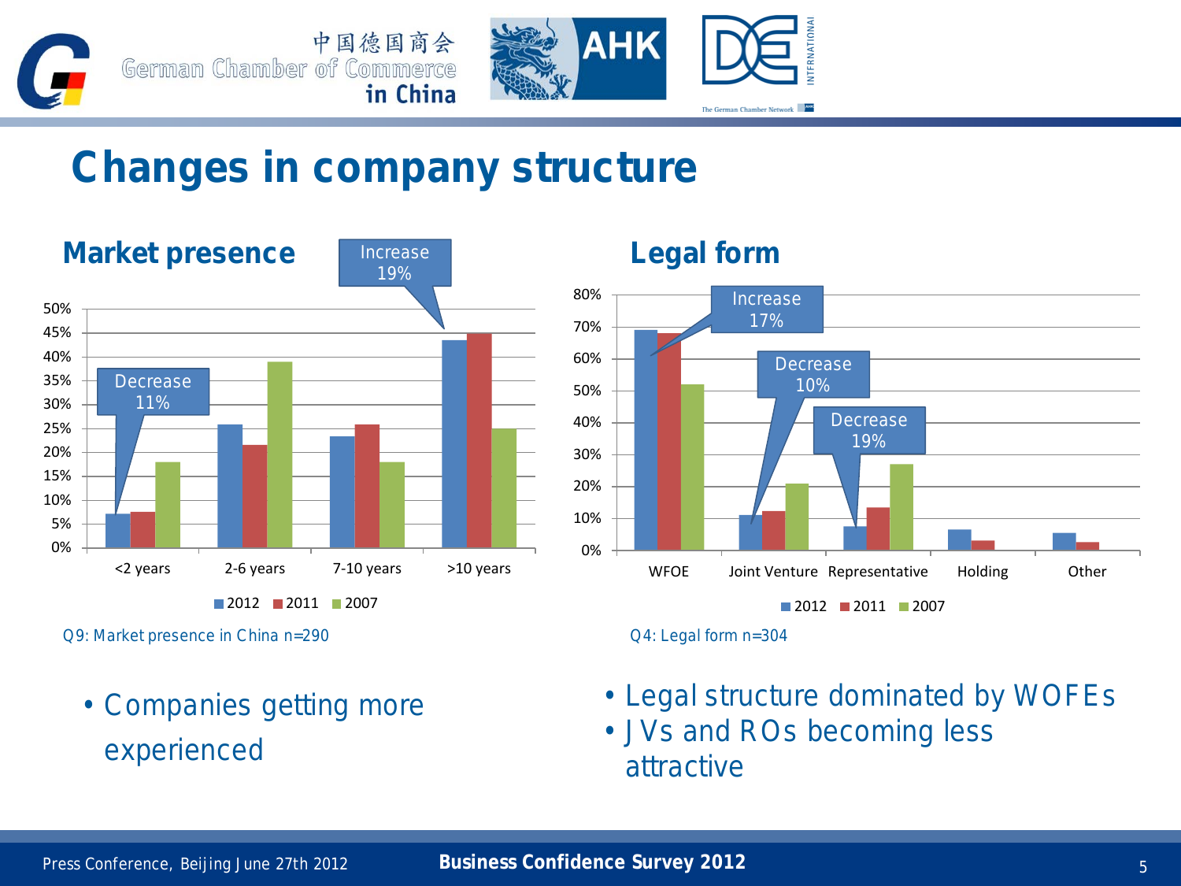# Changes in company structure

## Market presence

Increase 19%

Decrease 11%

| | <2 years | 2-6 years | 7-10 years | >10 years |
|---|---|---|---|---|
| 2012 | 7% | 26% | 23% | 43% |
| 2011 | 7% | 21% | 26% | 45% |
| 2007 | 18% | 39% | 18% | 25% |

Q9: Market presence in China n=290

- Companies getting more experienced

## Legal form

Increase 17%

Decrease 10%

Decrease 19%

| | WFOE | Joint Venture | Representative | Holding | Other |
|---|---|---|---|---|---|
| 2012 | 69% | 11% | 7% | 6% | 5% |
| 2011 | 68% | 12% | 13% | 3% | 2% |
| 2007 | 52% | 21% | 27% | | |

Q4: Legal form n=304

- Legal structure dominated by WOFEs
- JVs and ROs becoming less attractive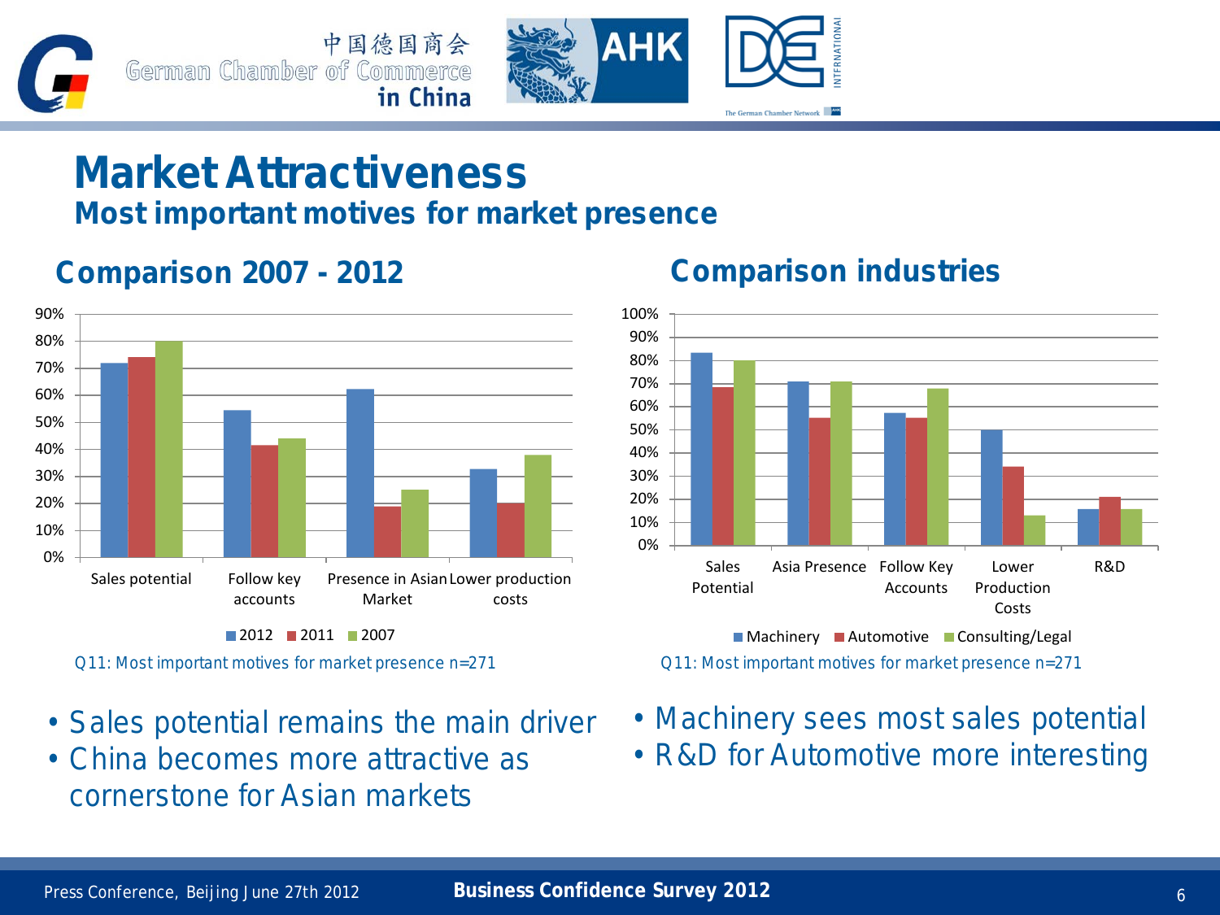# Market Attractiveness

## Most important motives for market presence

### Comparison 2007 - 2012

| | 2012 | 2011 | 2007 |
|---|---|---|---|
| Sales potential | 72% | 74% | 80% |
| Follow key accounts | 54% | 41% | 44% |
| Presence in Asian Market | 62% | 19% | 25% |
| Lower production costs | 33% | 20% | 38% |

Q11: Most important motives for market presence n=271

- Sales potential remains the main driver
- China becomes more attractive as cornerstone for Asian markets

### Comparison industries

| | Machinery | Automotive | Consulting/Legal |
|---|---|---|---|
| Sales Potential | 83% | 68% | 80% |
| Asia Presence | 71% | 55% | 71% |
| Follow Key Accounts | 57% | 55% | 68% |
| Lower Production Costs | 50% | 34% | 13% |
| R&D | 16% | 21% | 16% |

Q11: Most important motives for market presence n=271

- Machinery sees most sales potential
- R&D for Automotive more interesting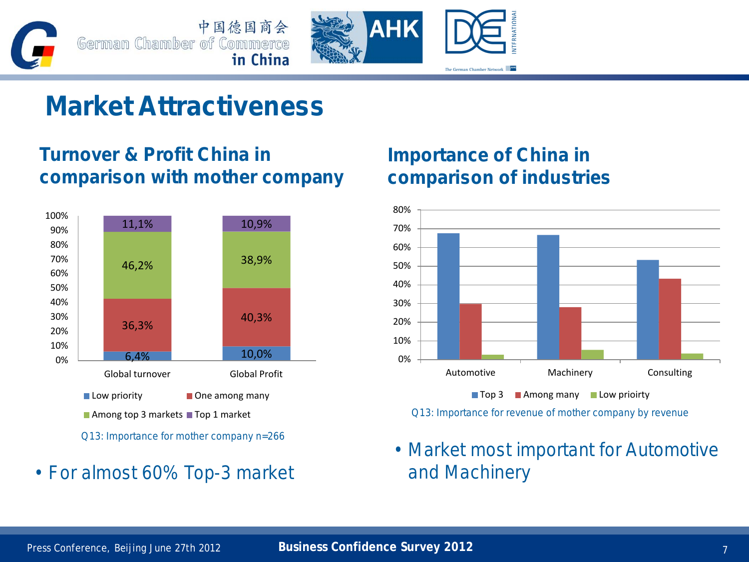# Market Attractiveness

## Turnover & Profit China in comparison with mother company

| | Global turnover | Global Profit |
|---|---|---|
| Top 1 market | 11,1% | 10,9% |
| Among top 3 markets | 46,2% | 38,9% |
| One among many | 36,3% | 40,3% |
| Low priority | 6,4% | 10,0% |

Q13: Importance for mother company n=266

- For almost 60% Top-3 market

## Importance of China in comparison of industries

| | Automotive | Machinery | Consulting |
|---|---|---|---|
| Top 3 | ~67% | ~66% | ~53% |
| Among many | ~30% | ~28% | ~43% |
| Low prioirty | ~2% | ~5% | ~3% |

Q13: Importance for revenue of mother company by revenue

- Market most important for Automotive and Machinery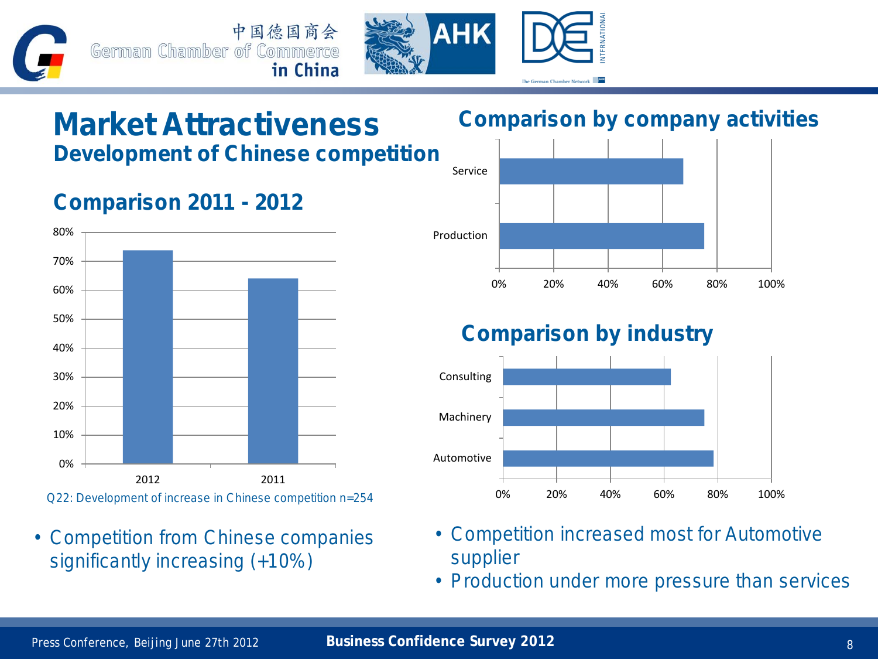# Market Attractiveness

## Development of Chinese competition

### Comparison 2011 - 2012

| Year | Value |
|---|---|
| 2012 | ~74% |
| 2011 | ~64% |

Q22: Development of increase in Chinese competition n=254

- Competition from Chinese companies significantly increasing (+10%)

### Comparison by company activities

| Activity | Value |
|---|---|
| Service | ~68% |
| Production | ~75% |

### Comparison by industry

| Industry | Value |
|---|---|
| Consulting | ~63% |
| Machinery | ~75% |
| Automotive | ~78% |

- Competition increased most for Automotive supplier
- Production under more pressure than services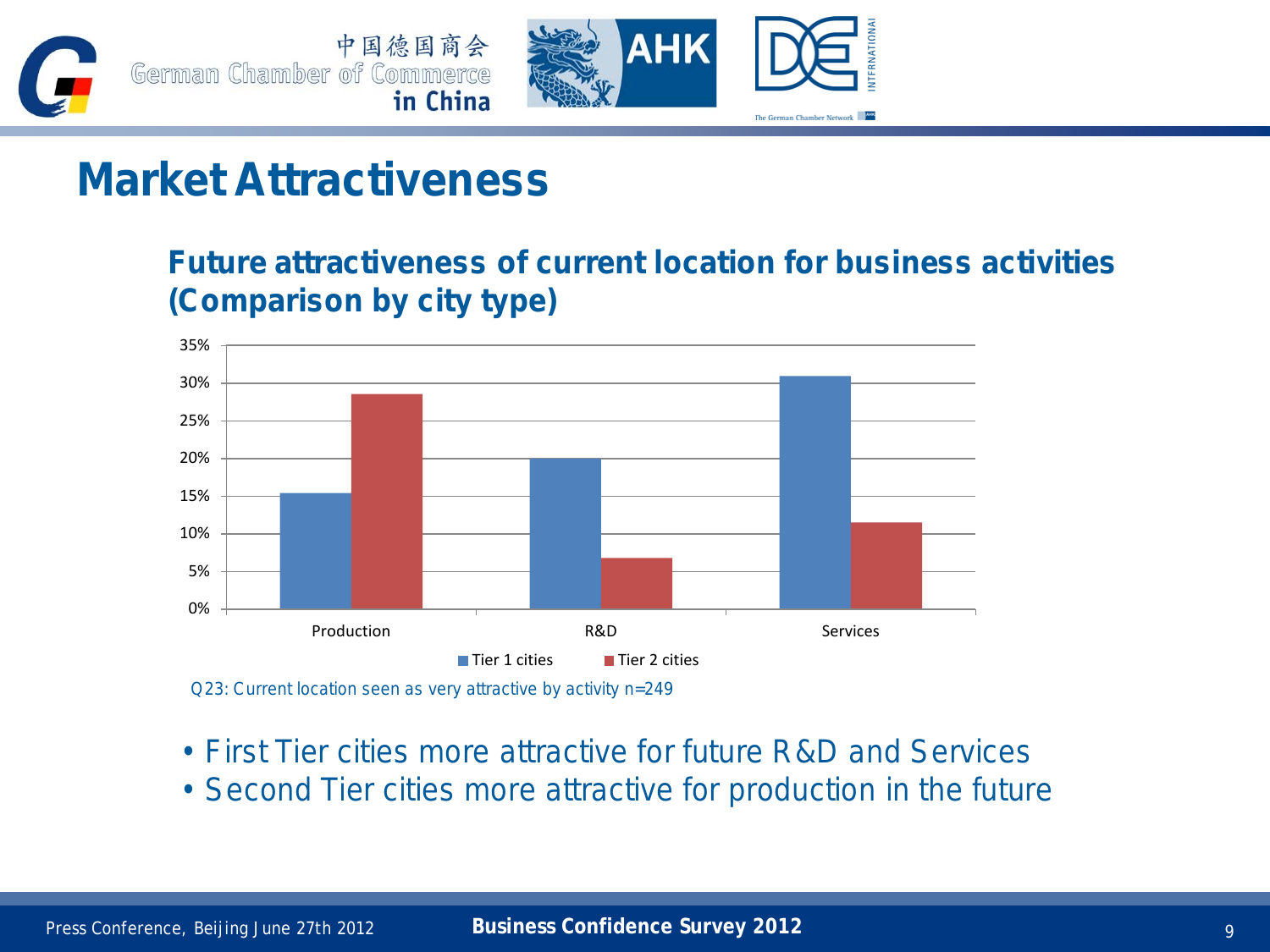# Market Attractiveness

## Future attractiveness of current location for business activities (Comparison by city type)

| | Tier 1 cities | Tier 2 cities |
|---|---|---|
| Production | 15.4% | 28.6% |
| R&D | 20% | 6.8% |
| Services | 31% | 11.5% |

Q23: Current location seen as very attractive by activity n=249

- First Tier cities more attractive for future R&D and Services
- Second Tier cities more attractive for production in the future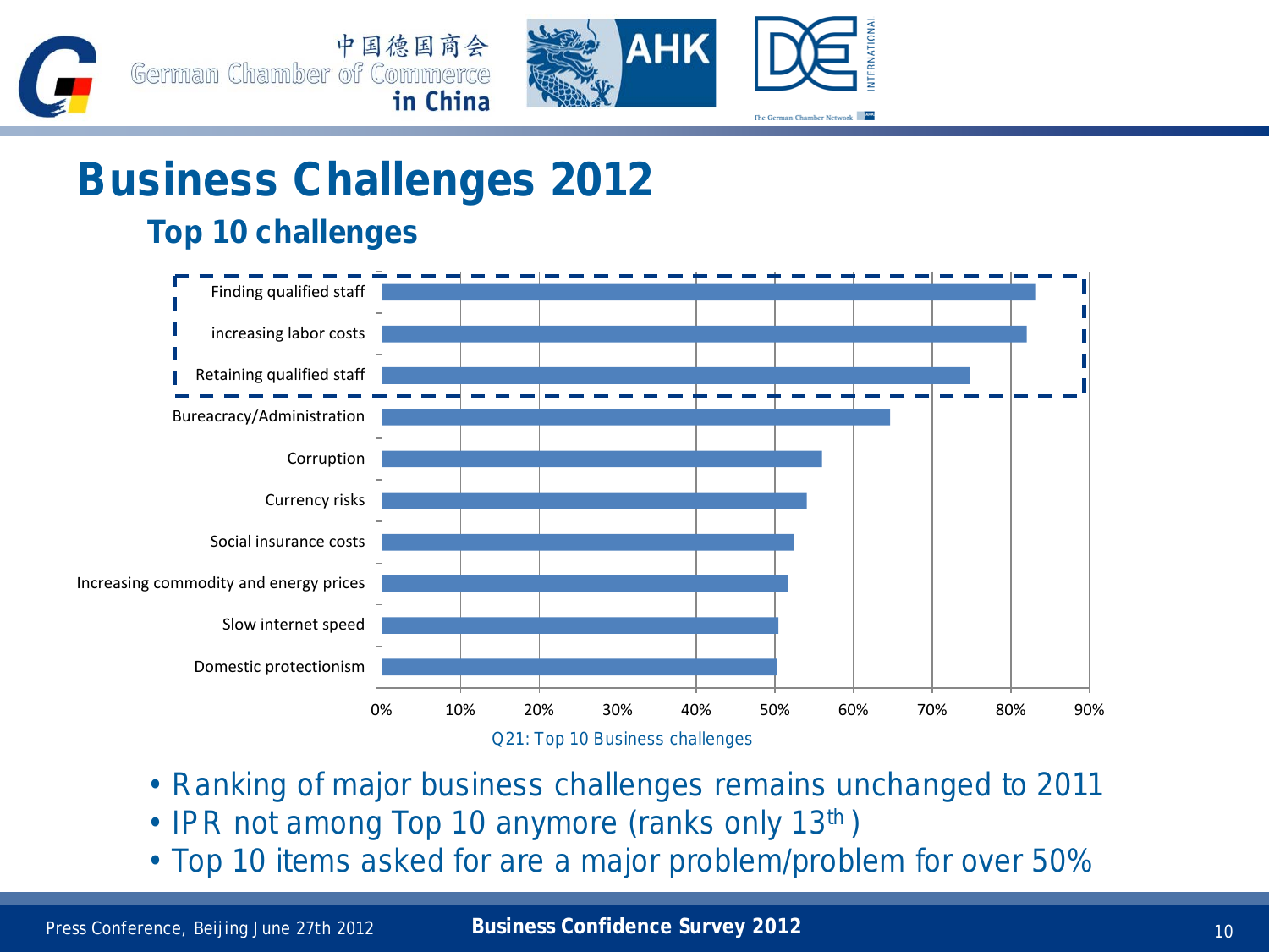# Business Challenges 2012

## Top 10 challenges

| Challenge | Share |
|---|---|
| Finding qualified staff | ~83% |
| increasing labor costs | ~82% |
| Retaining qualified staff | ~75% |
| Bureacracy/Administration | ~65% |
| Corruption | ~56% |
| Currency risks | ~54% |
| Social insurance costs | ~52% |
| Increasing commodity and energy prices | ~52% |
| Slow internet speed | ~50% |
| Domestic protectionism | ~50% |

Q21: Top 10 Business challenges

- Ranking of major business challenges remains unchanged to 2011
- IPR not among Top 10 anymore (ranks only 13th)
- Top 10 items asked for are a major problem/problem for over 50%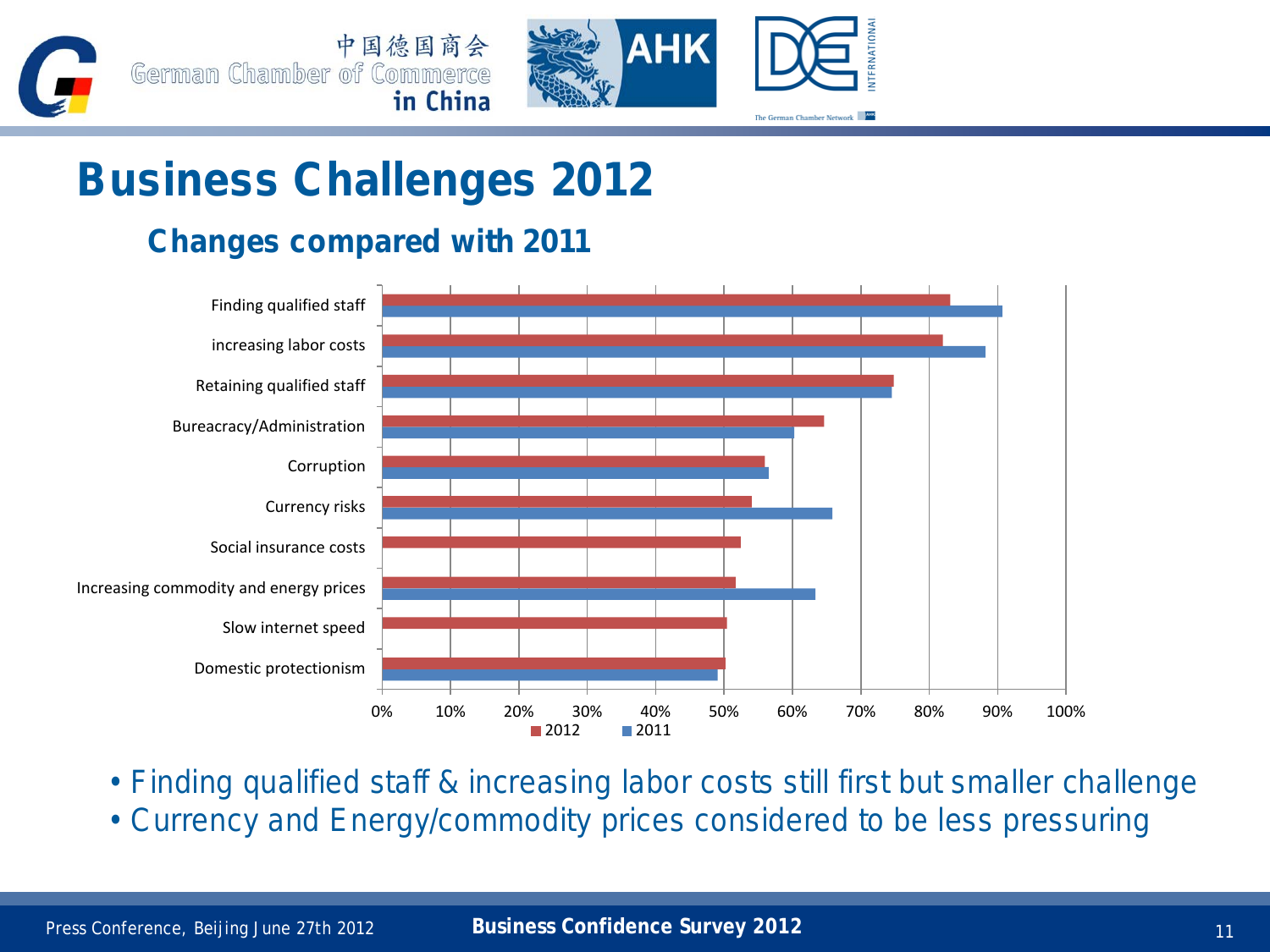# Business Challenges 2012

## Changes compared with 2011

| Challenge | 2012 | 2011 |
|---|---|---|
| Finding qualified staff | ~83% | ~91% |
| increasing labor costs | ~82% | ~88% |
| Retaining qualified staff | ~75% | ~75% |
| Bureacracy/Administration | ~65% | ~60% |
| Corruption | ~56% | ~57% |
| Currency risks | ~54% | ~66% |
| Social insurance costs | ~53% | |
| Increasing commodity and energy prices | ~52% | ~63% |
| Slow internet speed | ~50% | |
| Domestic protectionism | ~50% | ~49% |

- Finding qualified staff & increasing labor costs still first but smaller challenge
- Currency and Energy/commodity prices considered to be less pressuring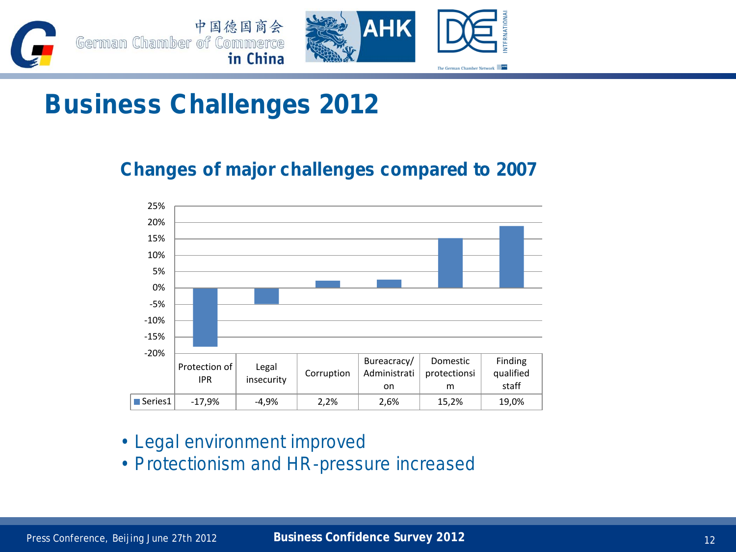# Business Challenges 2012

## Changes of major challenges compared to 2007

| | Protection of IPR | Legal insecurity | Corruption | Bureacracy/ Administration | Domestic protectionsim | Finding qualified staff |
|---|---|---|---|---|---|---|
| Series1 | -17,9% | -4,9% | 2,2% | 2,6% | 15,2% | 19,0% |

- Legal environment improved
- Protectionism and HR-pressure increased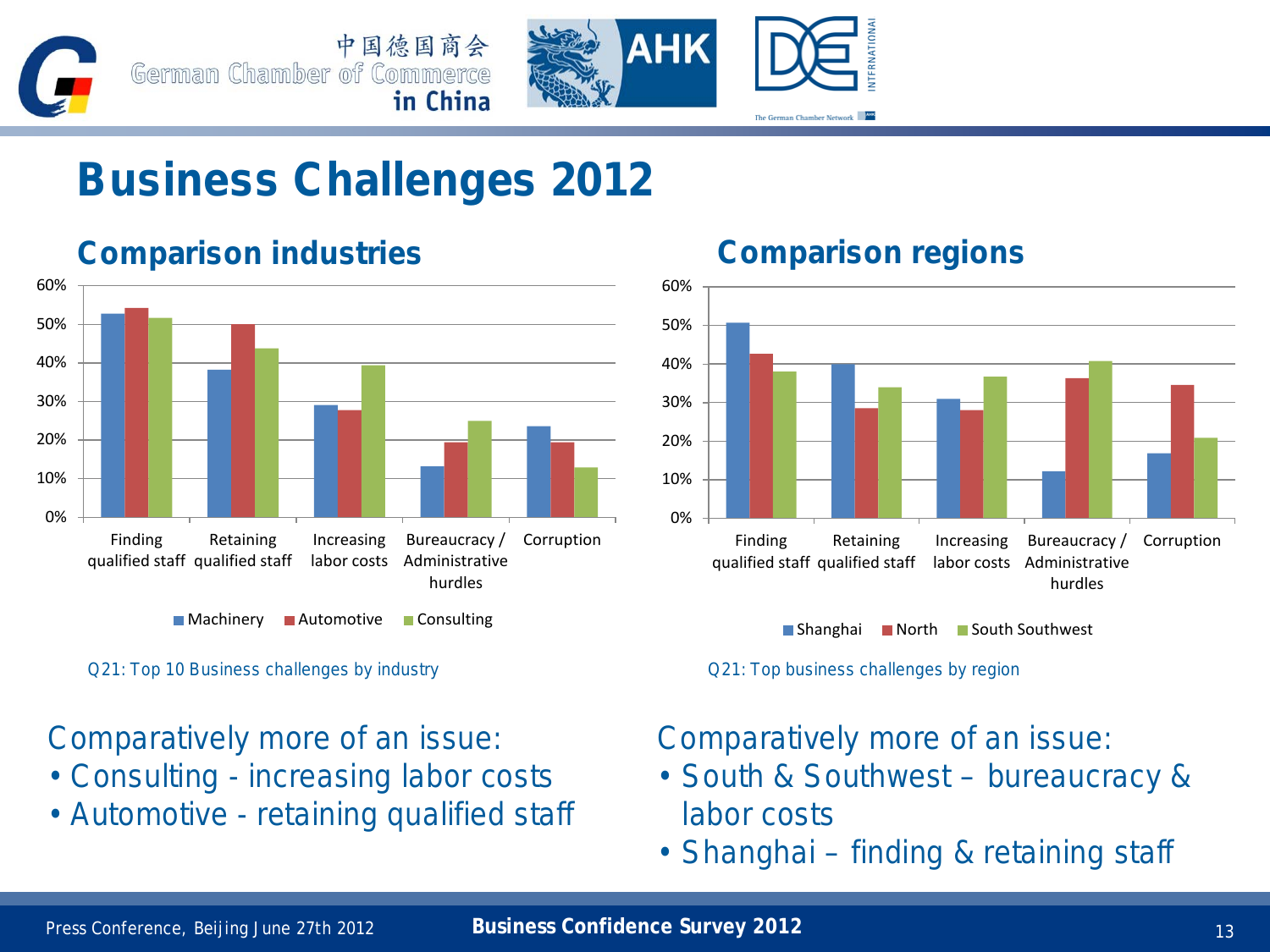# Business Challenges 2012

## Comparison industries

| | Machinery | Automotive | Consulting |
|---|---|---|---|
| Finding qualified staff | 53% | 54% | 52% |
| Retaining qualified staff | 38% | 50% | 44% |
| Increasing labor costs | 29% | 28% | 39% |
| Bureaucracy / Administrative hurdles | 13% | 19% | 25% |
| Corruption | 23% | 19% | 13% |

Q21: Top 10 Business challenges by industry

Comparatively more of an issue:

- Consulting - increasing labor costs
- Automotive - retaining qualified staff

## Comparison regions

| | Shanghai | North | South Southwest |
|---|---|---|---|
| Finding qualified staff | 51% | 43% | 38% |
| Retaining qualified staff | 40% | 28% | 34% |
| Increasing labor costs | 31% | 28% | 37% |
| Bureaucracy / Administrative hurdles | 12% | 36% | 41% |
| Corruption | 17% | 35% | 21% |

Q21: Top business challenges by region

Comparatively more of an issue:

- South & Southwest – bureaucracy & labor costs
- Shanghai – finding & retaining staff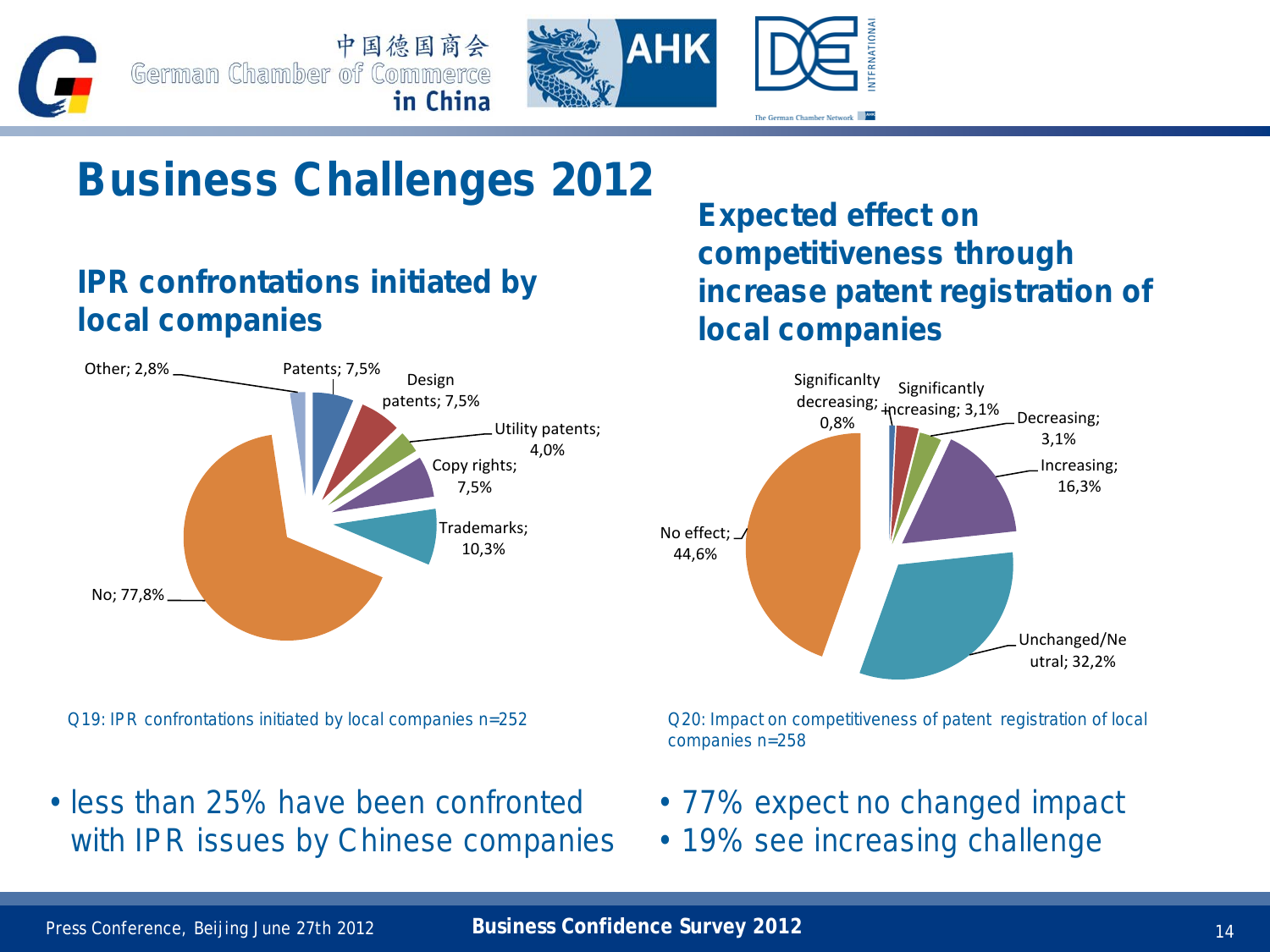# Business Challenges 2012

## IPR confrontations initiated by local companies

| Category | Share |
| --- | --- |
| Other | 2,8% |
| Patents | 7,5% |
| Design patents | 7,5% |
| Utility patents | 4,0% |
| Copy rights | 7,5% |
| Trademarks | 10,3% |
| No | 77,8% |

Q19: IPR confrontations initiated by local companies n=252

- less than 25% have been confronted with IPR issues by Chinese companies

## Expected effect on competitiveness through increase patent registration of local companies

| Category | Share |
| --- | --- |
| Significanlty decreasing | 0,8% |
| Significantly increasing | 3,1% |
| Decreasing | 3,1% |
| Increasing | 16,3% |
| Unchanged/Neutral | 32,2% |
| No effect | 44,6% |

Q20: Impact on competitiveness of patent registration of local companies n=258

- 77% expect no changed impact
- 19% see increasing challenge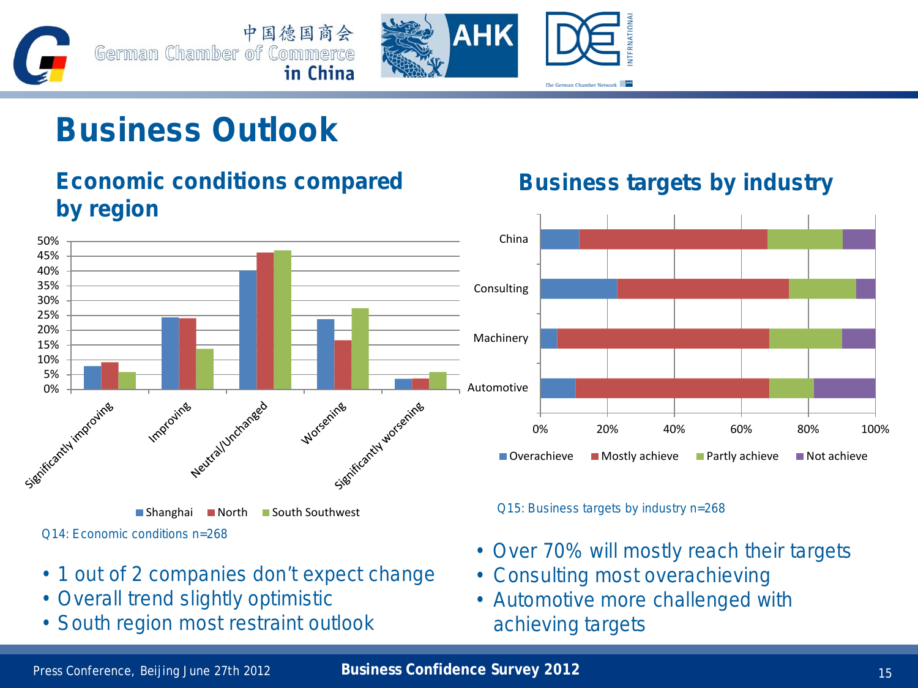# Business Outlook

## Economic conditions compared by region

| | Shanghai | North | South Southwest |
|---|---|---|---|
| Significantly improving | 8% | 9% | 6% |
| Improving | 24% | 24% | 14% |
| Neutral/Unchanged | 40% | 46% | 47% |
| Worsening | 24% | 17% | 27% |
| Significantly worsening | 4% | 4% | 6% |

Q14: Economic conditions n=268

- 1 out of 2 companies don't expect change
- Overall trend slightly optimistic
- South region most restraint outlook

## Business targets by industry

| | Overachieve | Mostly achieve | Partly achieve | Not achieve |
|---|---|---|---|---|
| China | 12% | 56% | 22% | 10% |
| Consulting | 23% | 51% | 20% | 6% |
| Machinery | 5% | 63% | 22% | 10% |
| Automotive | 11% | 58% | 13% | 18% |

Q15: Business targets by industry n=268

- Over 70% will mostly reach their targets
- Consulting most overachieving
- Automotive more challenged with achieving targets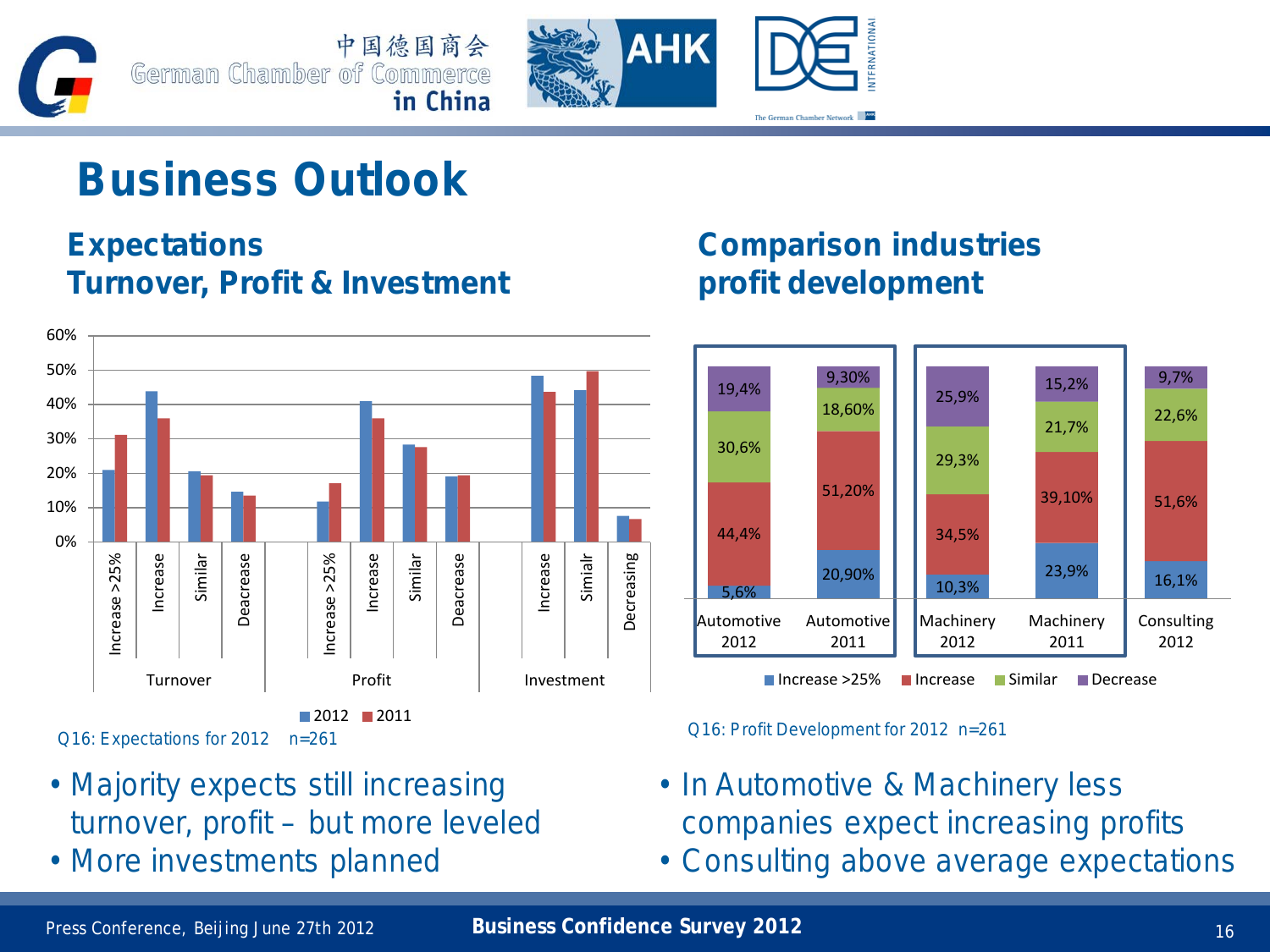# Business Outlook

## Expectations Turnover, Profit & Investment

| Category | | 2012 | 2011 |
|---|---|---|---|
| Turnover | Increase >25% | ~21% | ~31% |
| | Increase | ~44% | ~36% |
| | Similar | ~20% | ~19% |
| | Deacrease | ~14% | ~13% |
| Profit | Increase >25% | ~12% | ~17% |
| | Increase | ~41% | ~36% |
| | Similar | ~28% | ~27% |
| | Deacrease | ~19% | ~19% |
| Investment | Increase | ~48% | ~43% |
| | Similar | ~44% | ~49% |
| | Decreasing | ~7% | ~6% |

Q16: Expectations for 2012 n=261

- Majority expects still increasing turnover, profit – but more leveled
- More investments planned

## Comparison industries profit development

| | Automotive 2012 | Automotive 2011 | Machinery 2012 | Machinery 2011 | Consulting 2012 |
|---|---|---|---|---|---|
| Increase >25% | 5,6% | 20,90% | 10,3% | 23,9% | 16,1% |
| Increase | 44,4% | 51,20% | 34,5% | 39,10% | 51,6% |
| Similar | 30,6% | 18,60% | 29,3% | 21,7% | 22,6% |
| Decrease | 19,4% | 9,30% | 25,9% | 15,2% | 9,7% |

Q16: Profit Development for 2012 n=261

- In Automotive & Machinery less companies expect increasing profits
- Consulting above average expectations

Press Conference, Beijing June 27th 2012 — **Business Confidence Survey 2012**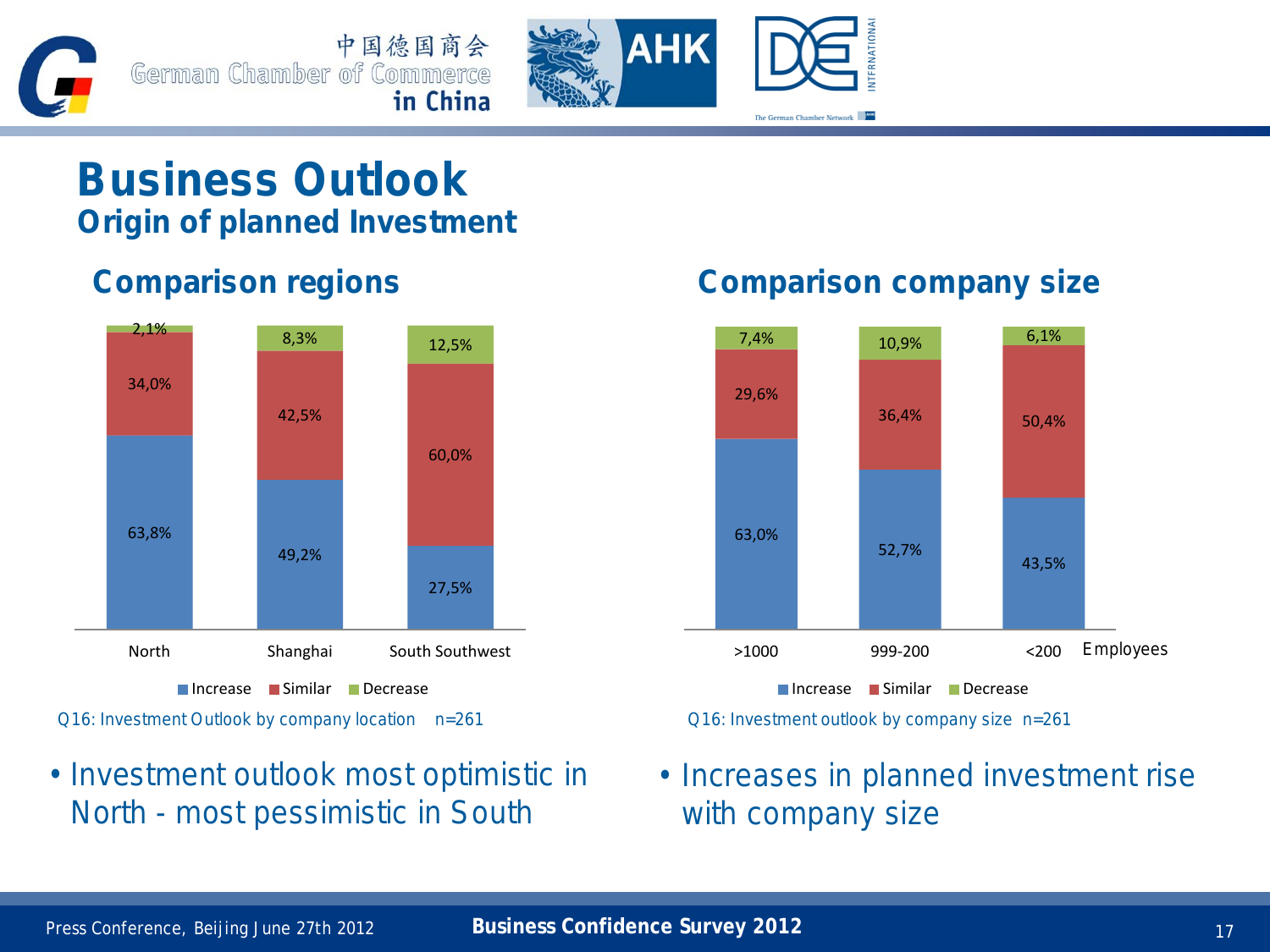# Business Outlook
## Origin of planned Investment

### Comparison regions

| | North | Shanghai | South Southwest |
|---|---|---|---|
| Increase | 63,8% | 49,2% | 27,5% |
| Similar | 34,0% | 42,5% | 60,0% |
| Decrease | 2,1% | 8,3% | 12,5% |

Q16: Investment Outlook by company location n=261

- Investment outlook most optimistic in North - most pessimistic in South

### Comparison company size

| Employees | >1000 | 999-200 | <200 |
|---|---|---|---|
| Increase | 63,0% | 52,7% | 43,5% |
| Similar | 29,6% | 36,4% | 50,4% |
| Decrease | 7,4% | 10,9% | 6,1% |

Q16: Investment outlook by company size n=261

- Increases in planned investment rise with company size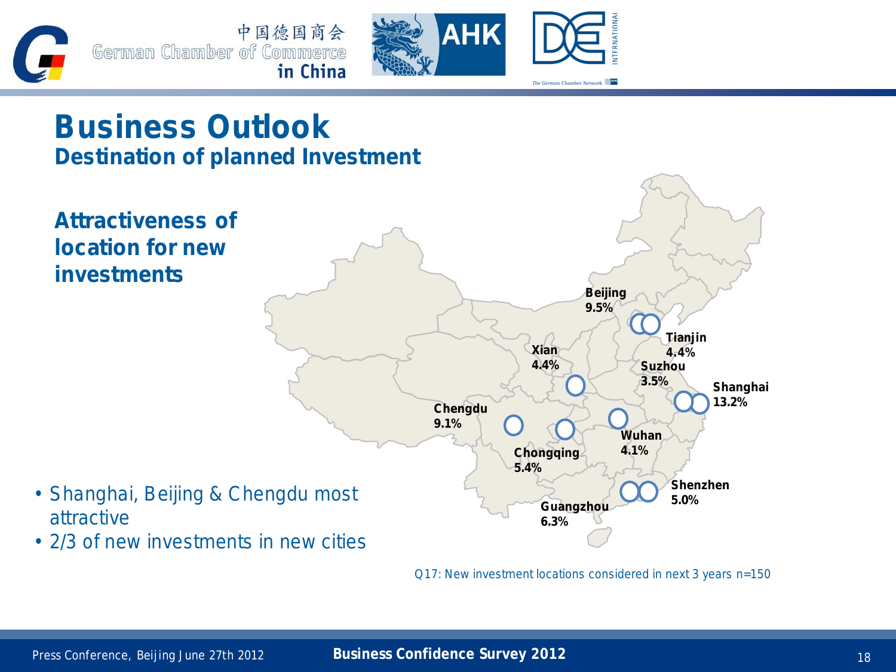# Business Outlook

## Destination of planned Investment

### Attractiveness of location for new investments

Beijing 9.5%

Tianjin 4.4%

Xian 4.4%

Suzhou 3.5%

Shanghai 13.2%

Chengdu 9.1%

Wuhan 4.1%

Chongqing 5.4%

Shenzhen 5.0%

Guangzhou 6.3%

- Shanghai, Beijing & Chengdu most attractive
- 2/3 of new investments in new cities

Q17: New investment locations considered in next 3 years n=150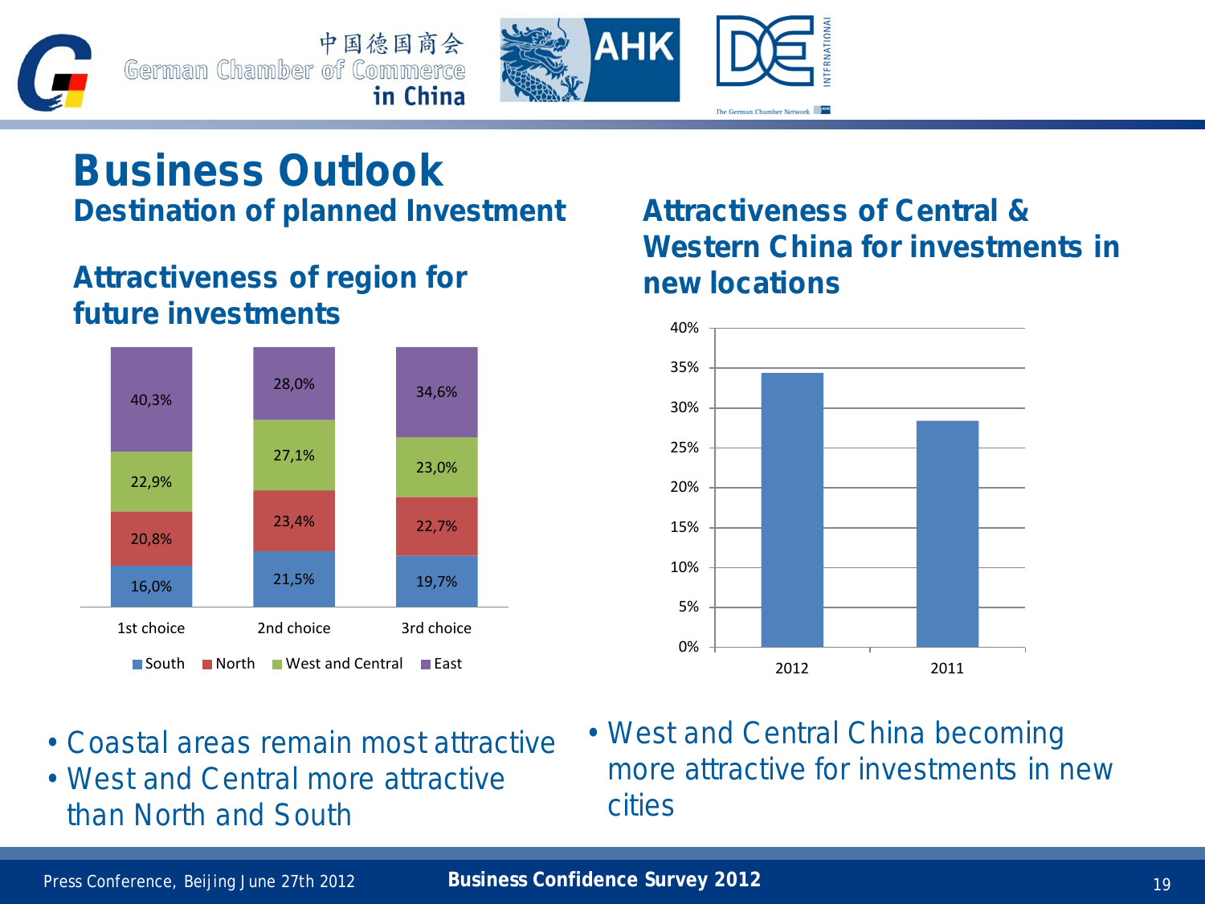# Business Outlook

## Destination of planned Investment

### Attractiveness of region for future investments

| | 1st choice | 2nd choice | 3rd choice |
|---|---|---|---|
| East | 40,3% | 28,0% | 34,6% |
| West and Central | 22,9% | 27,1% | 23,0% |
| North | 20,8% | 23,4% | 22,7% |
| South | 16,0% | 21,5% | 19,7% |

- Coastal areas remain most attractive
- West and Central more attractive than North and South

### Attractiveness of Central & Western China for investments in new locations

| Year | Value |
|---|---|
| 2012 | ~34% |
| 2011 | ~28% |

- West and Central China becoming more attractive for investments in new cities

Press Conference, Beijing June 27th 2012

**Business Confidence Survey 2012**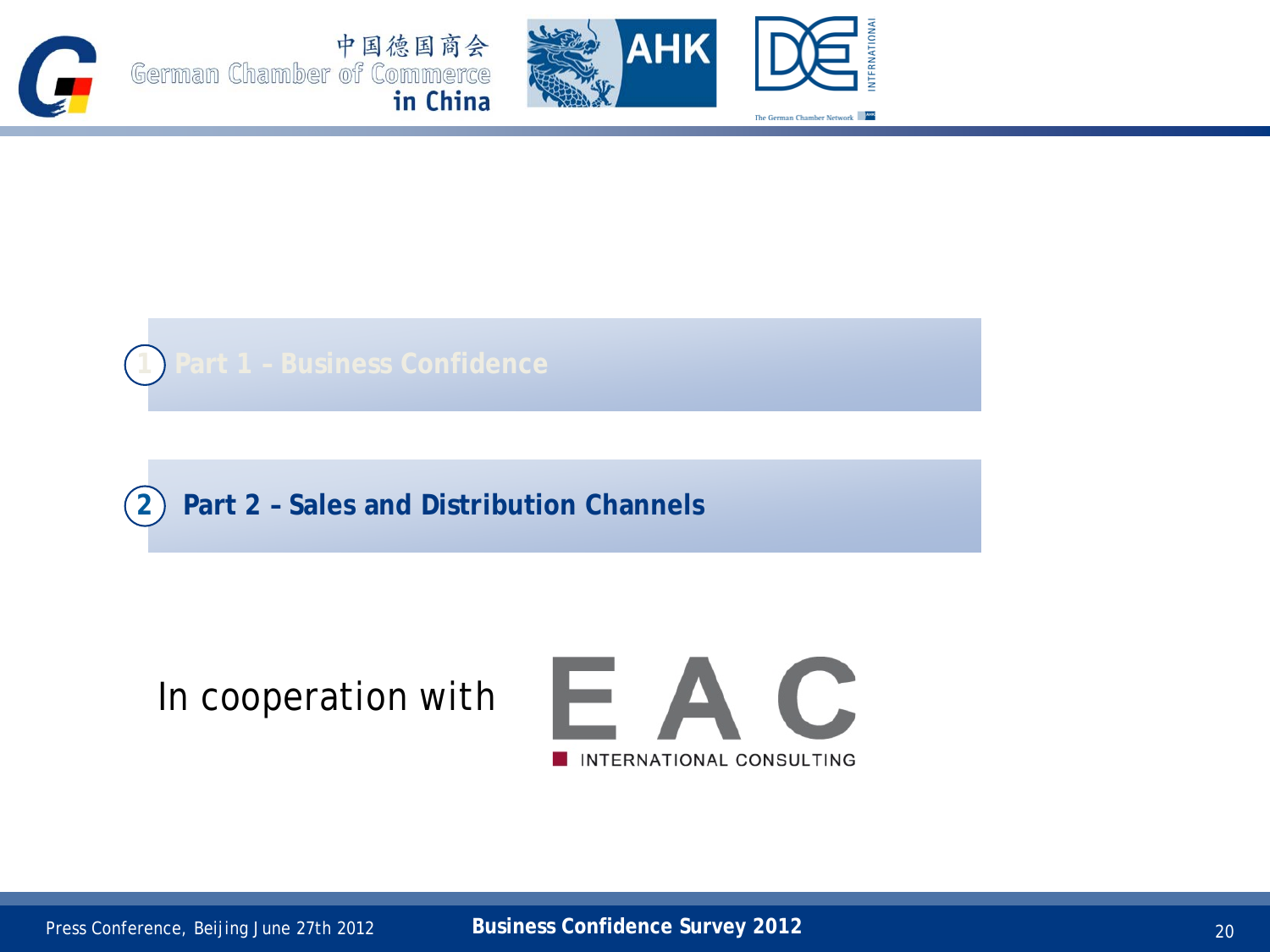1 Part 1 – Business Confidence

2 **Part 2 – Sales and Distribution Channels**

In cooperation with EAC INTERNATIONAL CONSULTING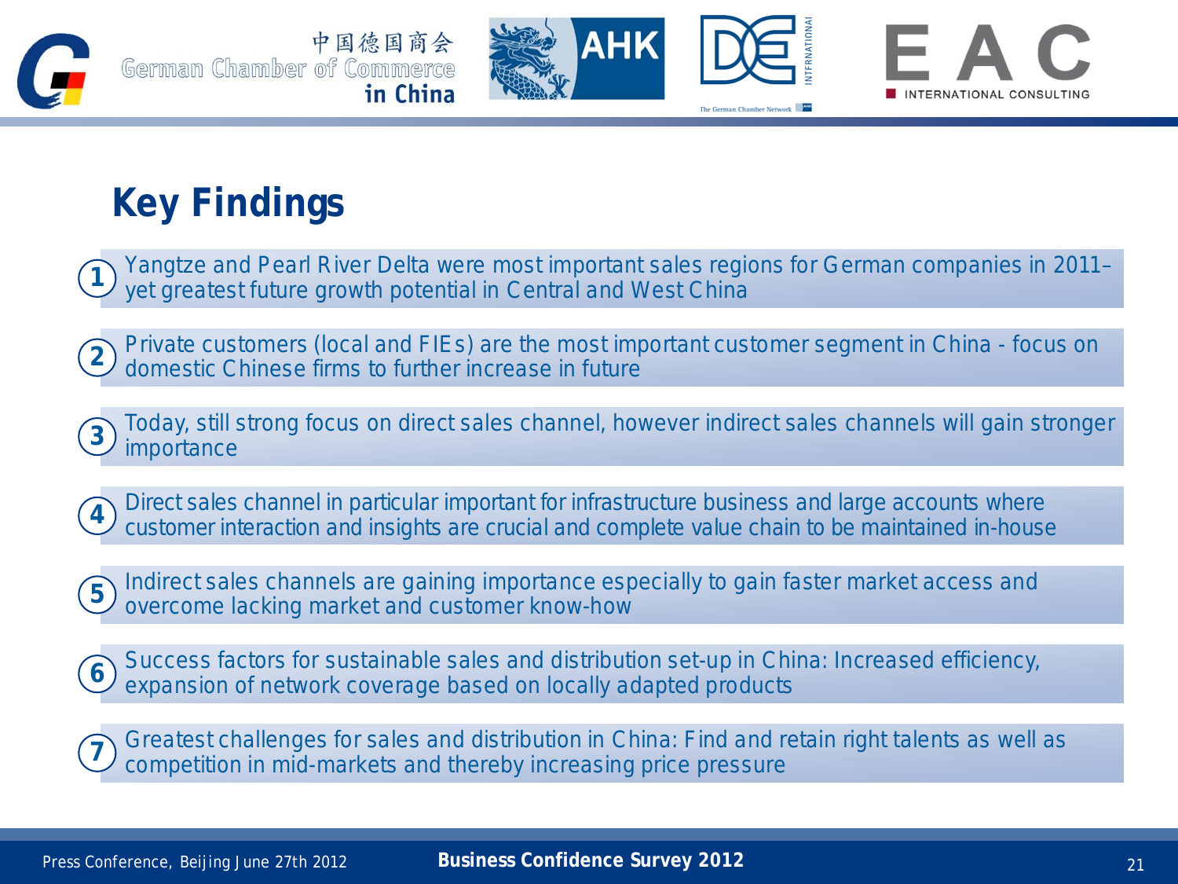# Key Findings

1. Yangtze and Pearl River Delta were most important sales regions for German companies in 2011– yet greatest future growth potential in Central and West China
2. Private customers (local and FIEs) are the most important customer segment in China - focus on domestic Chinese firms to further increase in future
3. Today, still strong focus on direct sales channel, however indirect sales channels will gain stronger importance
4. Direct sales channel in particular important for infrastructure business and large accounts where customer interaction and insights are crucial and complete value chain to be maintained in-house
5. Indirect sales channels are gaining importance especially to gain faster market access and overcome lacking market and customer know-how
6. Success factors for sustainable sales and distribution set-up in China: Increased efficiency, expansion of network coverage based on locally adapted products
7. Greatest challenges for sales and distribution in China: Find and retain right talents as well as competition in mid-markets and thereby increasing price pressure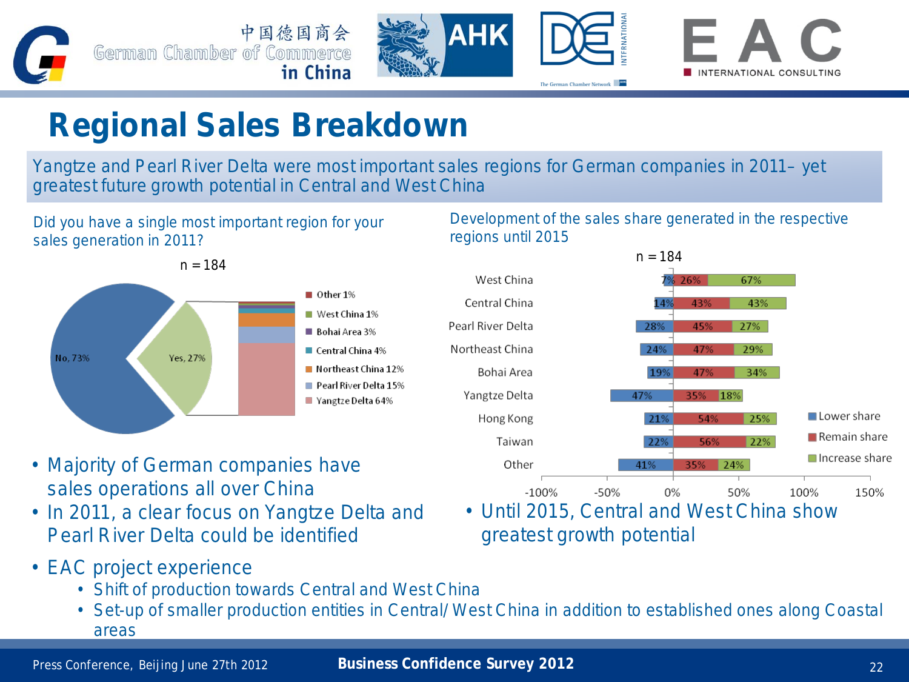# Regional Sales Breakdown

Yangtze and Pearl River Delta were most important sales regions for German companies in 2011– yet greatest future growth potential in Central and West China

Did you have a single most important region for your sales generation in 2011?

n = 184

| Answer | Share |
|---|---|
| No | 73% |
| Yes | 27% |

| Region (if Yes) | Share |
|---|---|
| Other | 1% |
| West China | 1% |
| Bohai Area | 3% |
| Central China | 4% |
| Northeast China | 12% |
| Pearl River Delta | 15% |
| Yangtze Delta | 64% |

- Majority of German companies have sales operations all over China
- In 2011, a clear focus on Yangtze Delta and Pearl River Delta could be identified

Development of the sales share generated in the respective regions until 2015

n = 184

| Region | Lower share | Remain share | Increase share |
|---|---|---|---|
| West China | 7% | 26% | 67% |
| Central China | 14% | 43% | 43% |
| Pearl River Delta | 28% | 45% | 27% |
| Northeast China | 24% | 47% | 29% |
| Bohai Area | 19% | 47% | 34% |
| Yangtze Delta | 47% | 35% | 18% |
| Hong Kong | 21% | 54% | 25% |
| Taiwan | 22% | 56% | 22% |
| Other | 41% | 35% | 24% |

- Until 2015, Central and West China show greatest growth potential

- EAC project experience
  - Shift of production towards Central and West China
  - Set-up of smaller production entities in Central/ West China in addition to established ones along Coastal areas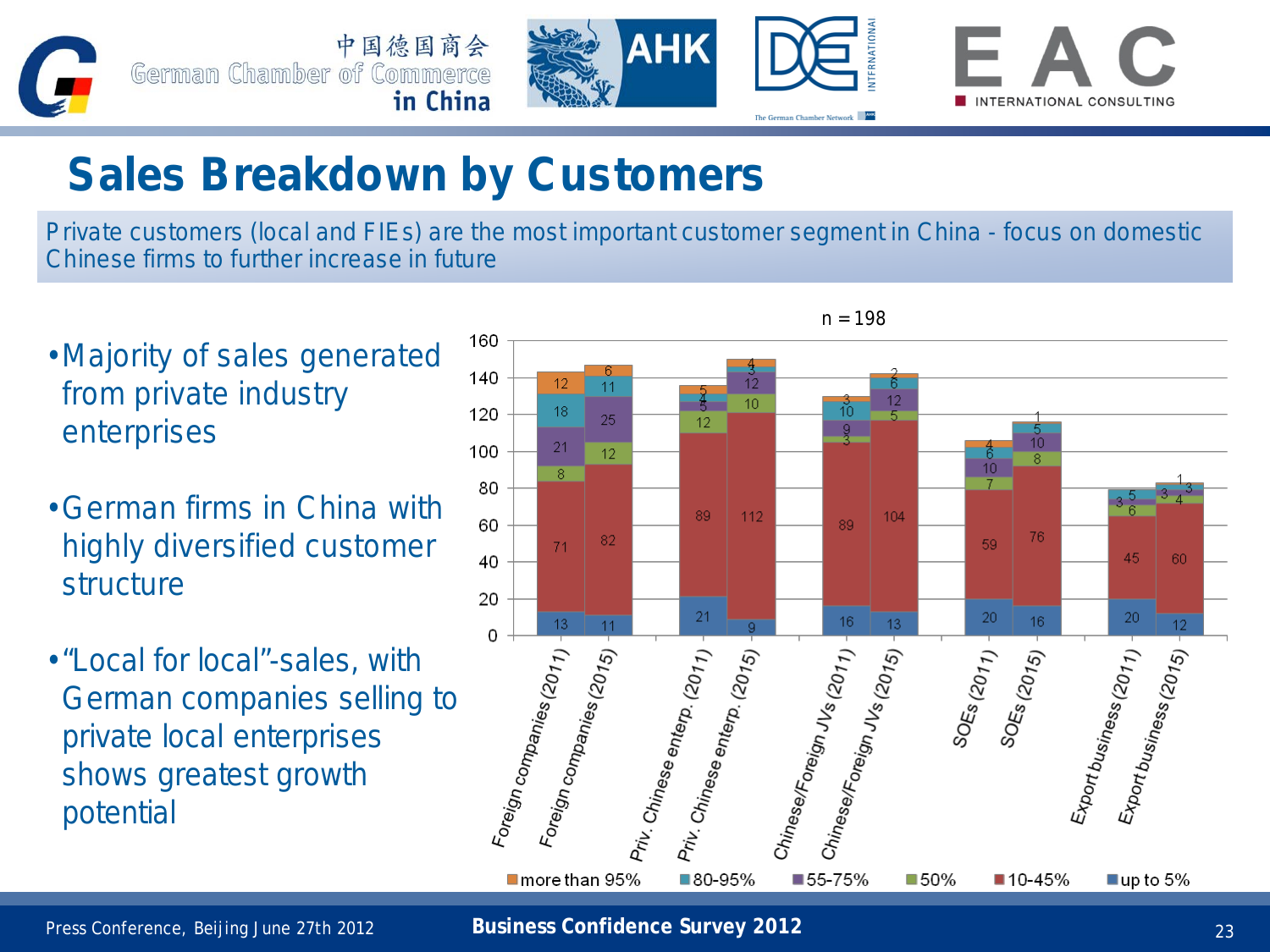# Sales Breakdown by Customers

Private customers (local and FIEs) are the most important customer segment in China - focus on domestic Chinese firms to further increase in future

- Majority of sales generated from private industry enterprises
- German firms in China with highly diversified customer structure
- "Local for local"-sales, with German companies selling to private local enterprises shows greatest growth potential

n = 198

| | up to 5% | 10-45% | 50% | 55-75% | 80-95% | more than 95% |
|---|---|---|---|---|---|---|
| Foreign companies (2011) | 13 | 71 | 8 | 21 | 18 | 12 |
| Foreign companies (2015) | 11 | 82 | 12 | 25 | 11 | 6 |
| Priv. Chinese enterp. (2011) | 21 | 89 | 12 | 5 | 4 | 5 |
| Priv. Chinese enterp. (2015) | 9 | 112 | 10 | 12 | 3 | 4 |
| Chinese/Foreign JVs (2011) | 16 | 89 | 3 | 9 | 10 | 3 |
| Chinese/Foreign JVs (2015) | 13 | 104 | 5 | 12 | 6 | 2 |
| SOEs (2011) | 20 | 59 | 7 | 10 | 6 | 4 |
| SOEs (2015) | 16 | 76 | 8 | 10 | 5 | 1 |
| Export business (2011) | 20 | 45 | 6 | 3 | 5 | |
| Export business (2015) | 12 | 60 | 4 | 3 | 3 | 1 |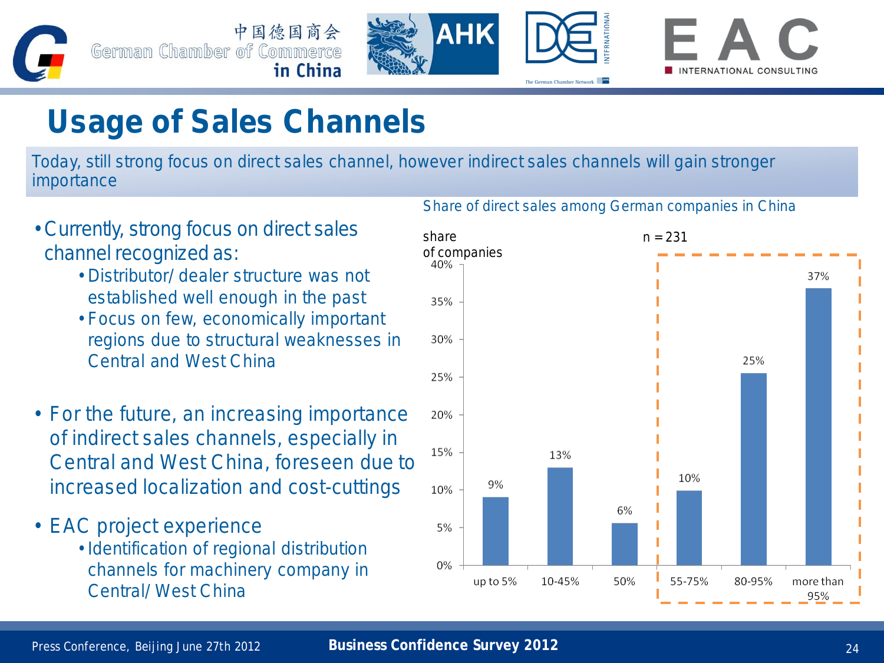# Usage of Sales Channels

Today, still strong focus on direct sales channel, however indirect sales channels will gain stronger importance

- Currently, strong focus on direct sales channel recognized as:
  - Distributor/ dealer structure was not established well enough in the past
  - Focus on few, economically important regions due to structural weaknesses in Central and West China
- For the future, an increasing importance of indirect sales channels, especially in Central and West China, foreseen due to increased localization and cost-cuttings
- EAC project experience
  - Identification of regional distribution channels for machinery company in Central/ West China

Share of direct sales among German companies in China

n = 231

| Share of direct sales | share of companies |
| --- | --- |
| up to 5% | 9% |
| 10-45% | 13% |
| 50% | 6% |
| 55-75% | 10% |
| 80-95% | 25% |
| more than 95% | 37% |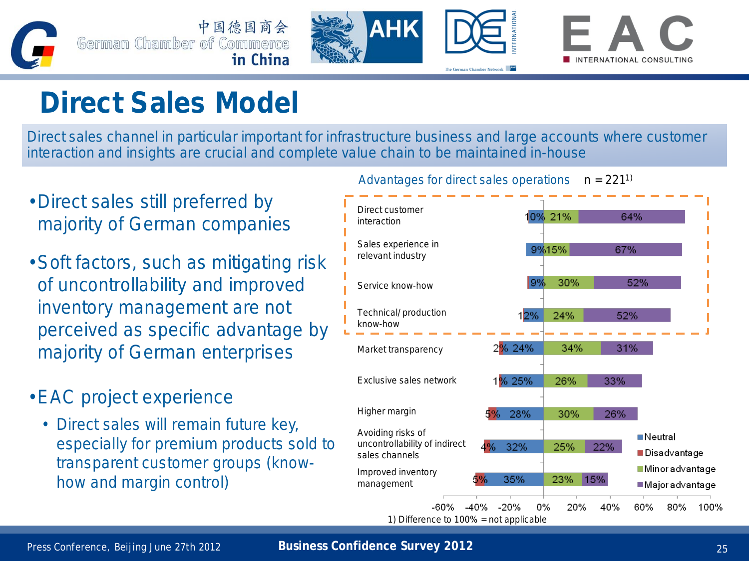# Direct Sales Model

Direct sales channel in particular important for infrastructure business and large accounts where customer interaction and insights are crucial and complete value chain to be maintained in-house

- Direct sales still preferred by majority of German companies
- Soft factors, such as mitigating risk of uncontrollability and improved inventory management are not perceived as specific advantage by majority of German enterprises
- EAC project experience
  - Direct sales will remain future key, especially for premium products sold to transparent customer groups (know-how and margin control)

**Advantages for direct sales operations** n = 221[1)]

| | Disadvantage | Neutral | Minor advantage | Major advantage |
|---|---|---|---|---|
| Direct customer interaction | | 10% | 21% | 64% |
| Sales experience in relevant industry | | 9% | 15% | 67% |
| Service know-how | | 9% | 30% | 52% |
| Technical/ production know-how | | 12% | 24% | 52% |
| Market transparency | 2% | 24% | 34% | 31% |
| Exclusive sales network | 1% | 25% | 26% | 33% |
| Higher margin | 5% | 28% | 30% | 26% |
| Avoiding risks of uncontrollability of indirect sales channels | 4% | 32% | 25% | 22% |
| Improved inventory management | 5% | 35% | 23% | 15% |

1) Difference to 100% = not applicable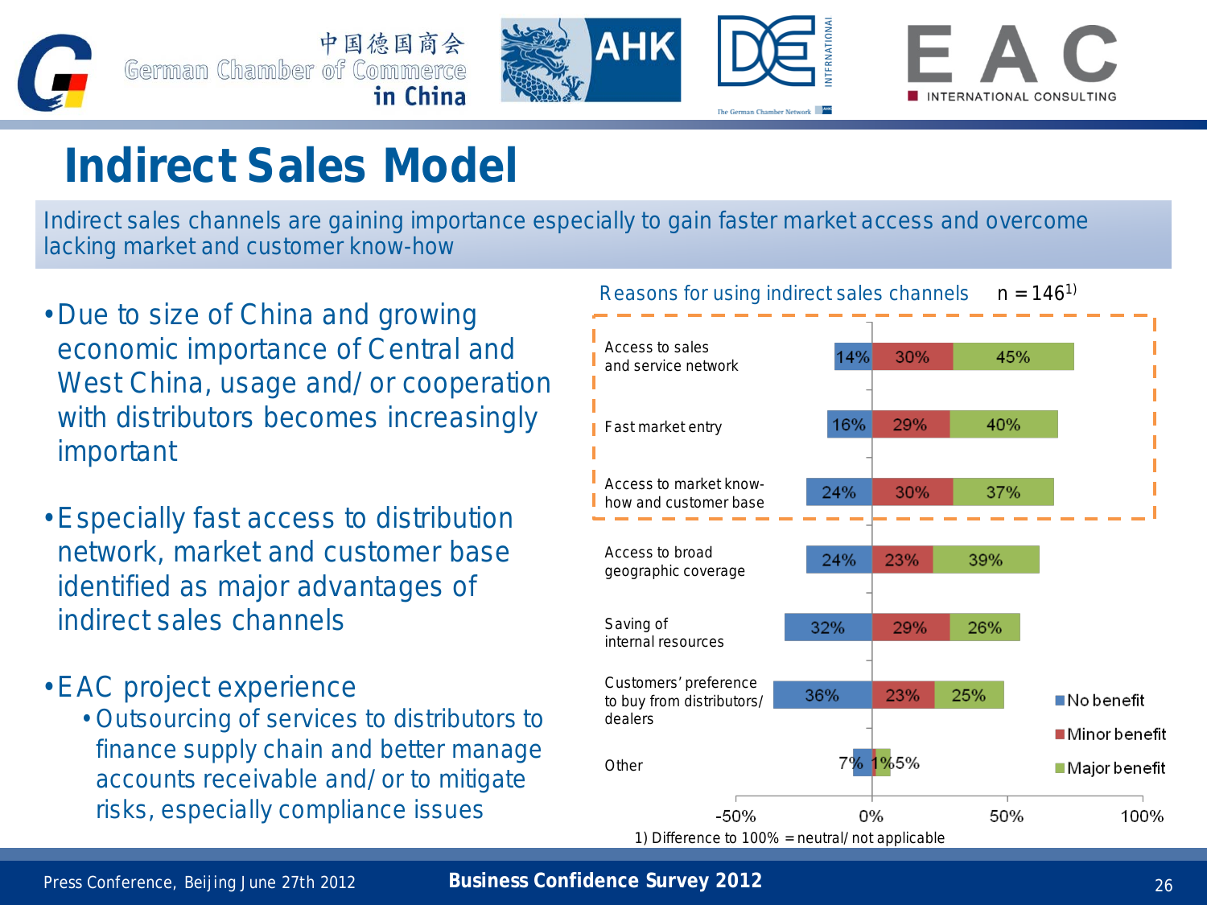# Indirect Sales Model

Indirect sales channels are gaining importance especially to gain faster market access and overcome lacking market and customer know-how

- Due to size of China and growing economic importance of Central and West China, usage and/or cooperation with distributors becomes increasingly important
- Especially fast access to distribution network, market and customer base identified as major advantages of indirect sales channels
- EAC project experience
  - Outsourcing of services to distributors to finance supply chain and better manage accounts receivable and/or to mitigate risks, especially compliance issues

**Reasons for using indirect sales channels** n = 146[1)]

| Reason | No benefit | Minor benefit | Major benefit |
|---|---|---|---|
| Access to sales and service network | 14% | 30% | 45% |
| Fast market entry | 16% | 29% | 40% |
| Access to market know-how and customer base | 24% | 30% | 37% |
| Access to broad geographic coverage | 24% | 23% | 39% |
| Saving of internal resources | 32% | 29% | 26% |
| Customers' preference to buy from distributors/dealers | 36% | 23% | 25% |
| Other | 7% | 1% | 5% |

1) Difference to 100% = neutral/not applicable

Press Conference, Beijing June 27th 2012 — **Business Confidence Survey 2012**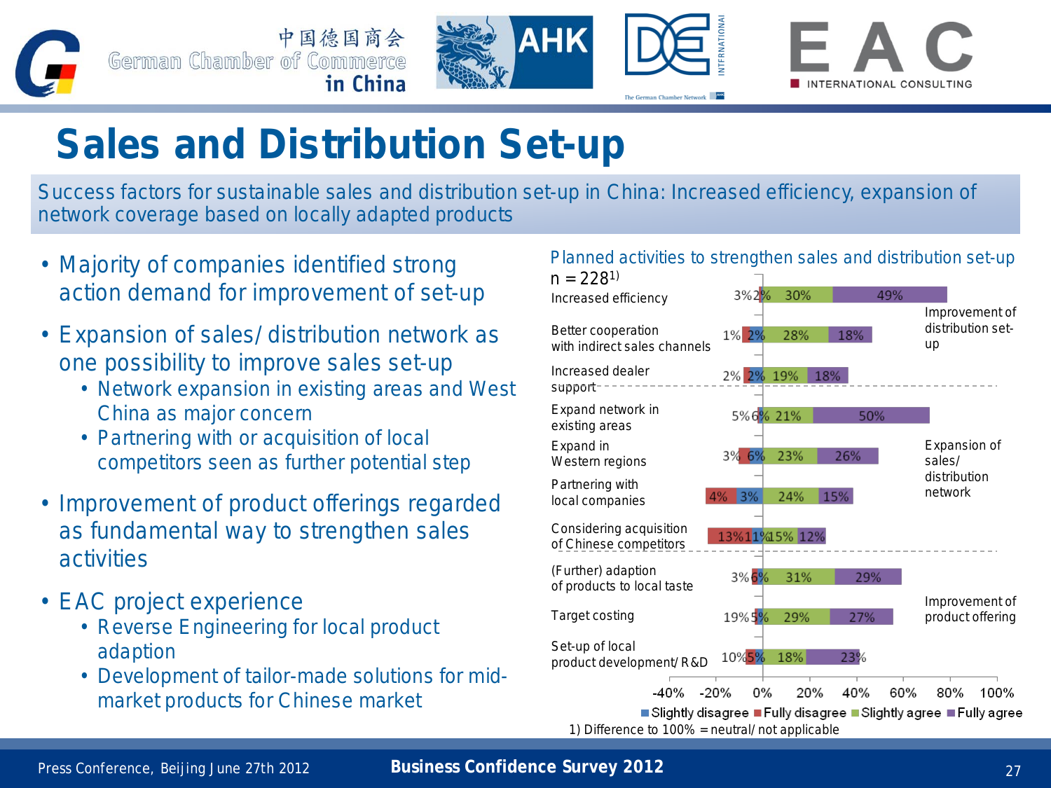# Sales and Distribution Set-up

Success factors for sustainable sales and distribution set-up in China: Increased efficiency, expansion of network coverage based on locally adapted products

- Majority of companies identified strong action demand for improvement of set-up
- Expansion of sales/ distribution network as one possibility to improve sales set-up
  - Network expansion in existing areas and West China as major concern
  - Partnering with or acquisition of local competitors seen as further potential step
- Improvement of product offerings regarded as fundamental way to strengthen sales activities
- EAC project experience
  - Reverse Engineering for local product adaption
  - Development of tailor-made solutions for mid-market products for Chinese market

**Planned activities to strengthen sales and distribution set-up**

n = 228[1]

| Category | Activity | Fully disagree | Slightly disagree | Slightly agree | Fully agree |
|---|---|---|---|---|---|
| Improvement of distribution set-up | Increased efficiency | 3% | 2% | 30% | 49% |
| | Better cooperation with indirect sales channels | 1% | 2% | 28% | 18% |
| | Increased dealer support | 2% | 2% | 19% | 18% |
| Expansion of sales/ distribution network | Expand network in existing areas | 5% | 6% | 21% | 50% |
| | Expand in Western regions | 3% | 6% | 23% | 26% |
| | Partnering with local companies | 4% | 3% | 24% | 15% |
| | Considering acquisition of Chinese competitors | 13% | 11% | 15% | 12% |
| Improvement of product offering | (Further) adaption of products to local taste | 3% | 6% | 31% | 29% |
| | Target costing | 19% | 5% | 29% | 27% |
| | Set-up of local product development/ R&D | 10% | 5% | 18% | 23% |

1) Difference to 100% = neutral/ not applicable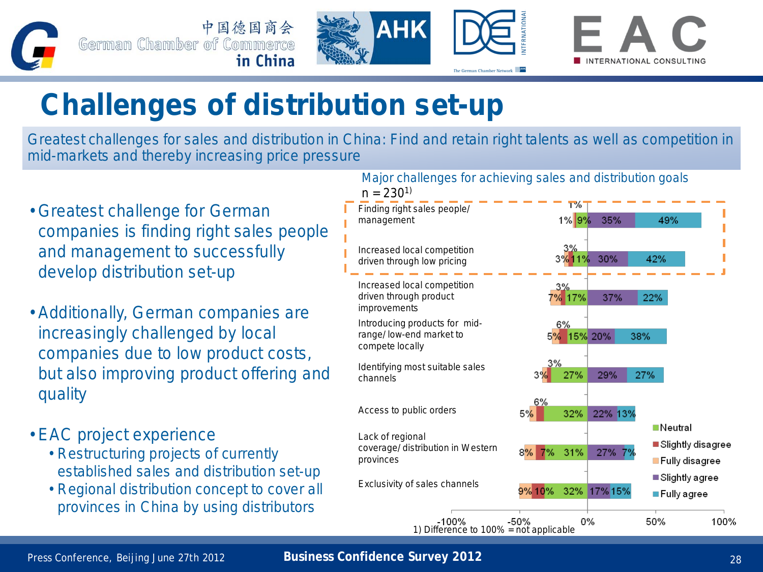# Challenges of distribution set-up

Greatest challenges for sales and distribution in China: Find and retain right talents as well as competition in mid-markets and thereby increasing price pressure

- Greatest challenge for German companies is finding right sales people and management to successfully develop distribution set-up
- Additionally, German companies are increasingly challenged by local companies due to low product costs, but also improving product offering and quality
- EAC project experience
  - Restructuring projects of currently established sales and distribution set-up
  - Regional distribution concept to cover all provinces in China by using distributors

Major challenges for achieving sales and distribution goals

n = 230[1)]

Finding right sales people/ management
1%
1%
9%
35%
49%

Increased local competition driven through low pricing
3%
3%
11%
30%
42%

Increased local competition driven through product improvements
3%
7%
17%
37%
22%

Introducing products for mid-range/ low-end market to compete locally
6%
5%
15%
20%
38%

Identifying most suitable sales channels
3%
3%
27%
29%
27%

Access to public orders
6%
5%
32%
22%
13%

Lack of regional coverage/ distribution in Western provinces
8%
7%
31%
27%
7%

Exclusivity of sales channels
9%
10%
32%
17%
15%

Neutral
Slightly disagree
Fully disagree
Slightly agree
Fully agree

-100%
-50%
0%
50%
100%

1) Difference to 100% = not applicable

Press Conference, Beijing June 27th 2012

**Business Confidence Survey 2012**